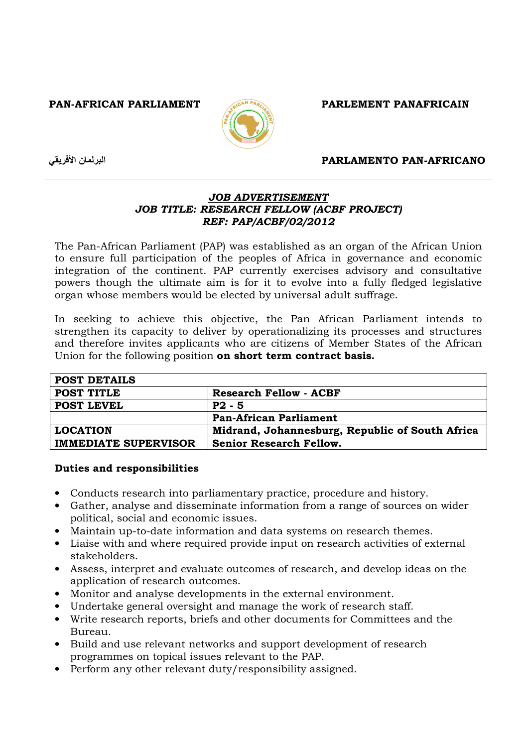**PAN-AFRICAN PARLIAMENT**

**PARLEMENT PANAFRICAIN**

**البرلمان الأفريقي**

**PARLAMENTO PAN-AFRICANO**

---

***JOB ADVERTISEMENT***

***JOB TITLE: RESEARCH FELLOW (ACBF PROJECT)***

***REF: PAP/ACBF/02/2012***

The Pan-African Parliament (PAP) was established as an organ of the African Union to ensure full participation of the peoples of Africa in governance and economic integration of the continent. PAP currently exercises advisory and consultative powers though the ultimate aim is for it to evolve into a fully fledged legislative organ whose members would be elected by universal adult suffrage.

In seeking to achieve this objective, the Pan African Parliament intends to strengthen its capacity to deliver by operationalizing its processes and structures and therefore invites applicants who are citizens of Member States of the African Union for the following position **on short term contract basis.**

| POST DETAILS | |
|---|---|
| **POST TITLE** | **Research Fellow - ACBF** |
| **POST LEVEL** | **P2 - 5** |
| | **Pan-African Parliament** |
| **LOCATION** | **Midrand, Johannesburg, Republic of South Africa** |
| **IMMEDIATE SUPERVISOR** | **Senior Research Fellow.** |

**Duties and responsibilities**

- Conducts research into parliamentary practice, procedure and history.
- Gather, analyse and disseminate information from a range of sources on wider political, social and economic issues.
- Maintain up-to-date information and data systems on research themes.
- Liaise with and where required provide input on research activities of external stakeholders.
- Assess, interpret and evaluate outcomes of research, and develop ideas on the application of research outcomes.
- Monitor and analyse developments in the external environment.
- Undertake general oversight and manage the work of research staff.
- Write research reports, briefs and other documents for Committees and the Bureau.
- Build and use relevant networks and support development of research programmes on topical issues relevant to the PAP.
- Perform any other relevant duty/responsibility assigned.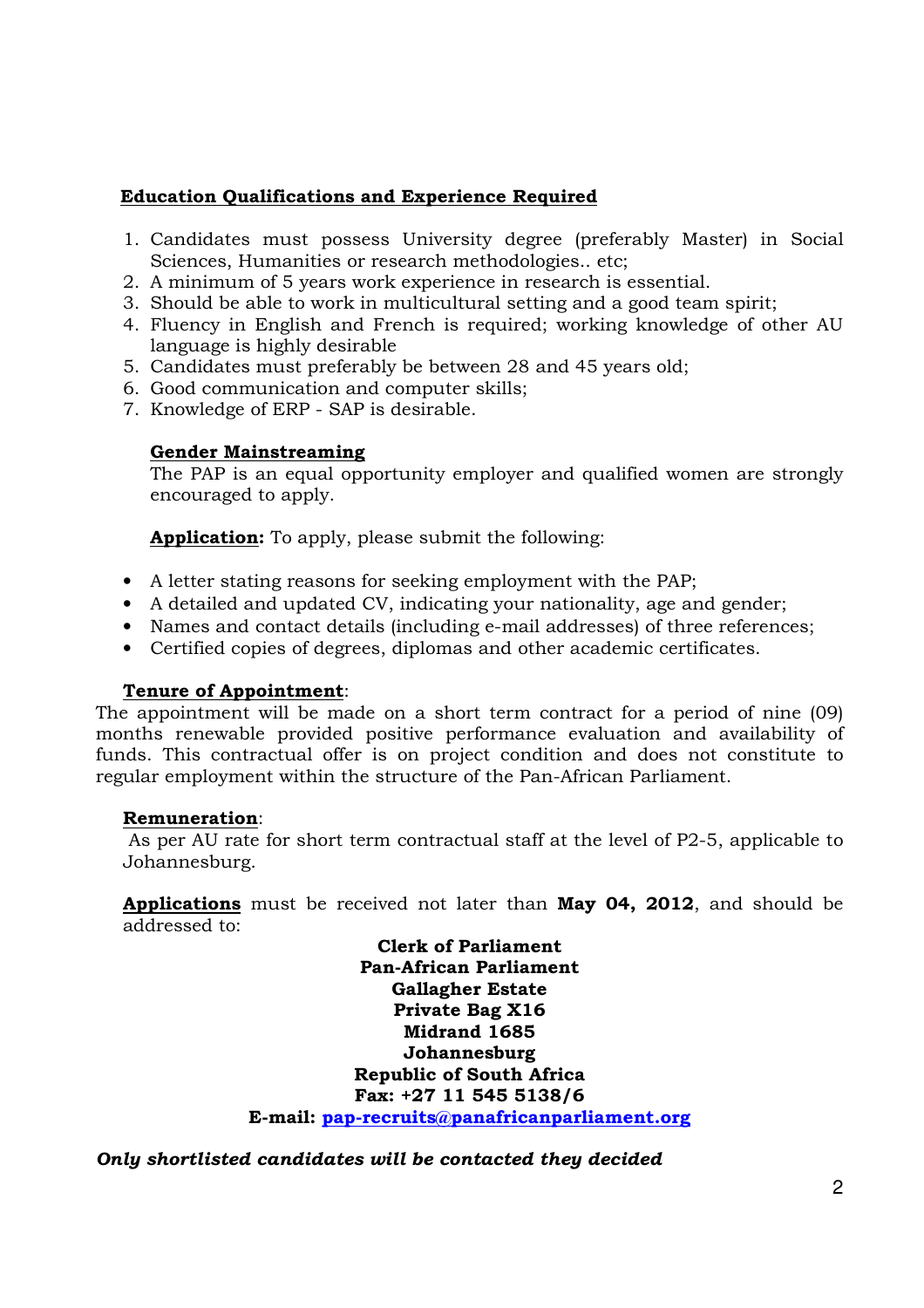**Education Qualifications and Experience Required**

1. Candidates must possess University degree (preferably Master) in Social Sciences, Humanities or research methodologies.. etc;
2. A minimum of 5 years work experience in research is essential.
3. Should be able to work in multicultural setting and a good team spirit;
4. Fluency in English and French is required; working knowledge of other AU language is highly desirable
5. Candidates must preferably be between 28 and 45 years old;
6. Good communication and computer skills;
7. Knowledge of ERP - SAP is desirable.

**Gender Mainstreaming**

The PAP is an equal opportunity employer and qualified women are strongly encouraged to apply.

**Application:** To apply, please submit the following:

- A letter stating reasons for seeking employment with the PAP;
- A detailed and updated CV, indicating your nationality, age and gender;
- Names and contact details (including e-mail addresses) of three references;
- Certified copies of degrees, diplomas and other academic certificates.

**Tenure of Appointment**:

The appointment will be made on a short term contract for a period of nine (09) months renewable provided positive performance evaluation and availability of funds. This contractual offer is on project condition and does not constitute to regular employment within the structure of the Pan-African Parliament.

**Remuneration**:

As per AU rate for short term contractual staff at the level of P2-5, applicable to Johannesburg.

**Applications** must be received not later than **May 04, 2012**, and should be addressed to:

**Clerk of Parliament**
**Pan-African Parliament**
**Gallagher Estate**
**Private Bag X16**
**Midrand 1685**
**Johannesburg**
**Republic of South Africa**
**Fax: +27 11 545 5138/6**
**E-mail: pap-recruits@panafricanparliament.org**

***Only shortlisted candidates will be contacted they decided***